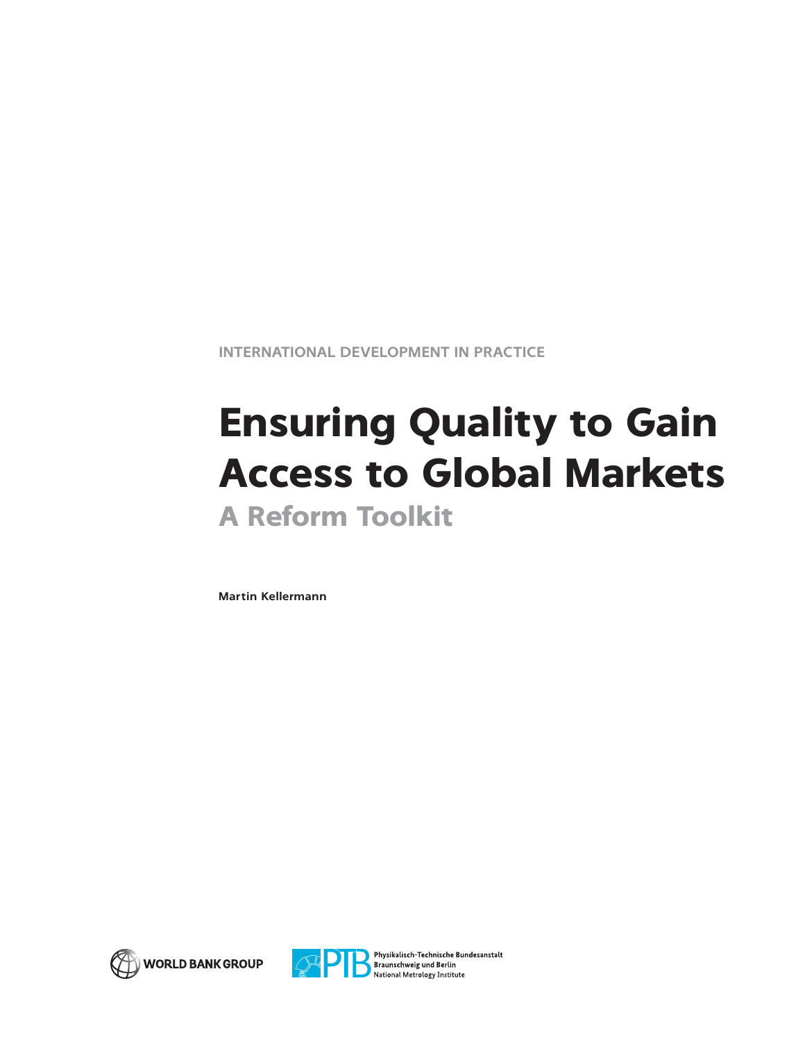INTERNATIONAL DEVELOPMENT IN PRACTICE

# Ensuring Quality to Gain Access to Global Markets

## A Reform Toolkit

**Martin Kellermann**

WORLD BANK GROUP

PTB Physikalisch-Technische Bundesanstalt Braunschweig und Berlin National Metrology Institute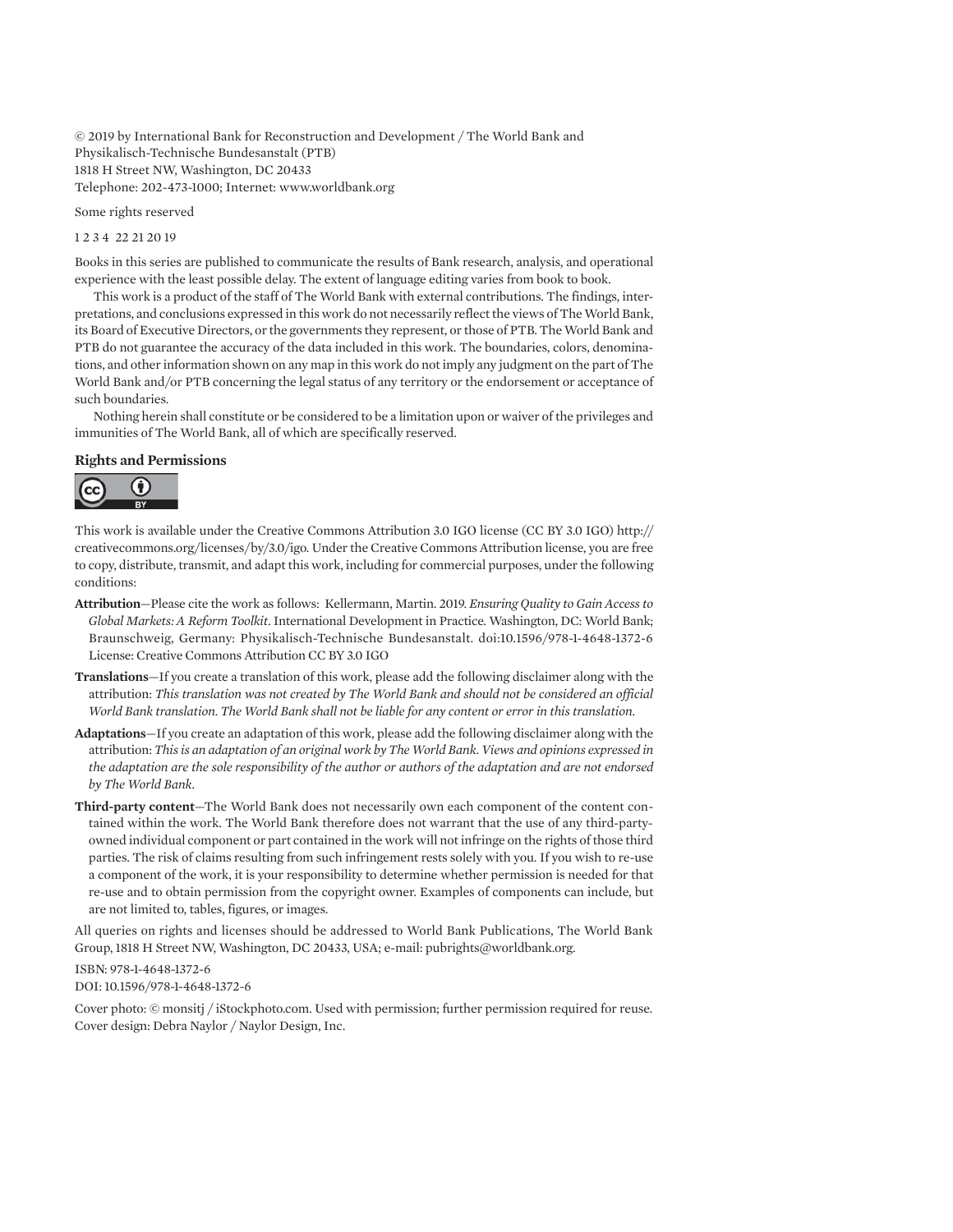© 2019 by International Bank for Reconstruction and Development / The World Bank and Physikalisch-Technische Bundesanstalt (PTB)
1818 H Street NW, Washington, DC 20433
Telephone: 202-473-1000; Internet: www.worldbank.org

Some rights reserved

1 2 3 4 22 21 20 19

Books in this series are published to communicate the results of Bank research, analysis, and operational experience with the least possible delay. The extent of language editing varies from book to book.

This work is a product of the staff of The World Bank with external contributions. The findings, interpretations, and conclusions expressed in this work do not necessarily reflect the views of The World Bank, its Board of Executive Directors, or the governments they represent, or those of PTB. The World Bank and PTB do not guarantee the accuracy of the data included in this work. The boundaries, colors, denominations, and other information shown on any map in this work do not imply any judgment on the part of The World Bank and/or PTB concerning the legal status of any territory or the endorsement or acceptance of such boundaries.

Nothing herein shall constitute or be considered to be a limitation upon or waiver of the privileges and immunities of The World Bank, all of which are specifically reserved.

### Rights and Permissions

This work is available under the Creative Commons Attribution 3.0 IGO license (CC BY 3.0 IGO) http://creativecommons.org/licenses/by/3.0/igo. Under the Creative Commons Attribution license, you are free to copy, distribute, transmit, and adapt this work, including for commercial purposes, under the following conditions:

**Attribution**—Please cite the work as follows: Kellermann, Martin. 2019. *Ensuring Quality to Gain Access to Global Markets: A Reform Toolkit*. International Development in Practice. Washington, DC: World Bank; Braunschweig, Germany: Physikalisch-Technische Bundesanstalt. doi:10.1596/978-1-4648-1372-6 License: Creative Commons Attribution CC BY 3.0 IGO

**Translations**—If you create a translation of this work, please add the following disclaimer along with the attribution: *This translation was not created by The World Bank and should not be considered an official World Bank translation. The World Bank shall not be liable for any content or error in this translation.*

**Adaptations**—If you create an adaptation of this work, please add the following disclaimer along with the attribution: *This is an adaptation of an original work by The World Bank. Views and opinions expressed in the adaptation are the sole responsibility of the author or authors of the adaptation and are not endorsed by The World Bank.*

**Third-party content**—The World Bank does not necessarily own each component of the content contained within the work. The World Bank therefore does not warrant that the use of any third-party-owned individual component or part contained in the work will not infringe on the rights of those third parties. The risk of claims resulting from such infringement rests solely with you. If you wish to re-use a component of the work, it is your responsibility to determine whether permission is needed for that re-use and to obtain permission from the copyright owner. Examples of components can include, but are not limited to, tables, figures, or images.

All queries on rights and licenses should be addressed to World Bank Publications, The World Bank Group, 1818 H Street NW, Washington, DC 20433, USA; e-mail: pubrights@worldbank.org.

ISBN: 978-1-4648-1372-6
DOI: 10.1596/978-1-4648-1372-6

Cover photo: © monsitj / iStockphoto.com. Used with permission; further permission required for reuse.
Cover design: Debra Naylor / Naylor Design, Inc.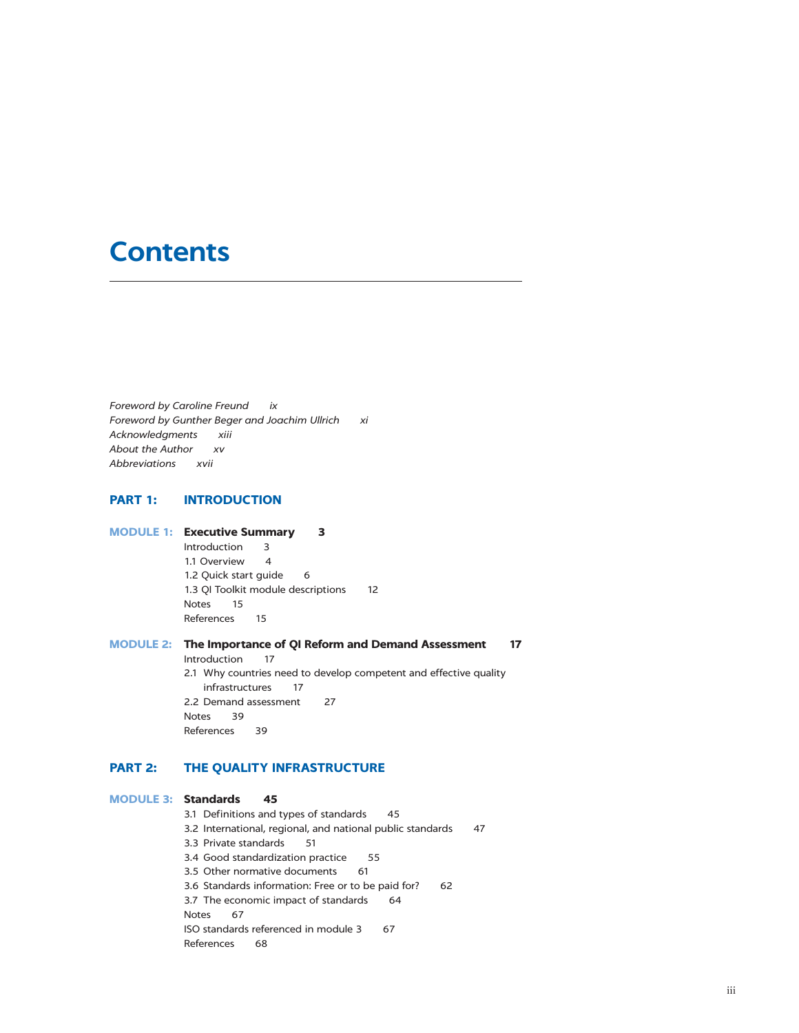# Contents

*Foreword by Caroline Freund* *ix*
*Foreword by Gunther Beger and Joachim Ullrich* *xi*
*Acknowledgments* *xiii*
*About the Author* *xv*
*Abbreviations* *xvii*

## PART 1: INTRODUCTION

### MODULE 1: Executive Summary 3

Introduction 3
1.1 Overview 4
1.2 Quick start guide 6
1.3 QI Toolkit module descriptions 12
Notes 15
References 15

### MODULE 2: The Importance of QI Reform and Demand Assessment 17

Introduction 17
2.1 Why countries need to develop competent and effective quality infrastructures 17
2.2 Demand assessment 27
Notes 39
References 39

## PART 2: THE QUALITY INFRASTRUCTURE

### MODULE 3: Standards 45

3.1 Definitions and types of standards 45
3.2 International, regional, and national public standards 47
3.3 Private standards 51
3.4 Good standardization practice 55
3.5 Other normative documents 61
3.6 Standards information: Free or to be paid for? 62
3.7 The economic impact of standards 64
Notes 67
ISO standards referenced in module 3 67
References 68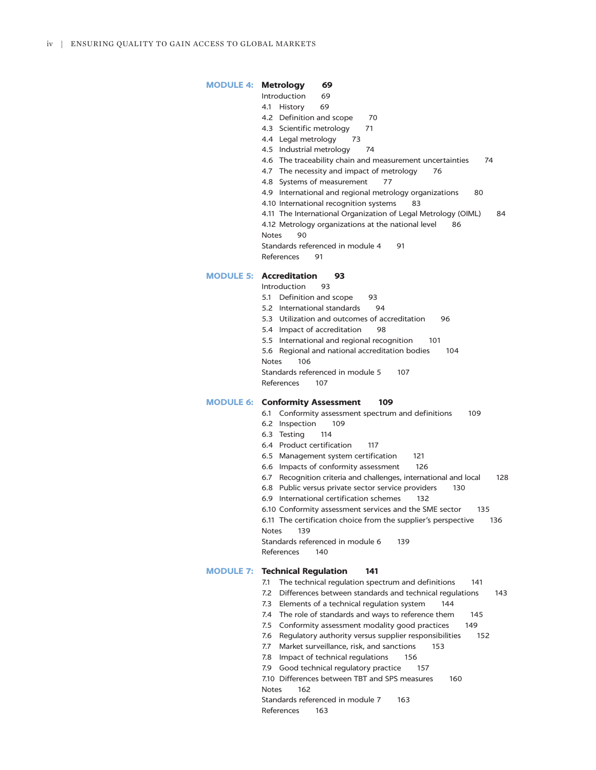**MODULE 4: Metrology 69**

Introduction 69
4.1 History 69
4.2 Definition and scope 70
4.3 Scientific metrology 71
4.4 Legal metrology 73
4.5 Industrial metrology 74
4.6 The traceability chain and measurement uncertainties 74
4.7 The necessity and impact of metrology 76
4.8 Systems of measurement 77
4.9 International and regional metrology organizations 80
4.10 International recognition systems 83
4.11 The International Organization of Legal Metrology (OIML) 84
4.12 Metrology organizations at the national level 86
Notes 90
Standards referenced in module 4 91
References 91

**MODULE 5: Accreditation 93**

Introduction 93
5.1 Definition and scope 93
5.2 International standards 94
5.3 Utilization and outcomes of accreditation 96
5.4 Impact of accreditation 98
5.5 International and regional recognition 101
5.6 Regional and national accreditation bodies 104
Notes 106
Standards referenced in module 5 107
References 107

**MODULE 6: Conformity Assessment 109**

6.1 Conformity assessment spectrum and definitions 109
6.2 Inspection 109
6.3 Testing 114
6.4 Product certification 117
6.5 Management system certification 121
6.6 Impacts of conformity assessment 126
6.7 Recognition criteria and challenges, international and local 128
6.8 Public versus private sector service providers 130
6.9 International certification schemes 132
6.10 Conformity assessment services and the SME sector 135
6.11 The certification choice from the supplier's perspective 136
Notes 139
Standards referenced in module 6 139
References 140

**MODULE 7: Technical Regulation 141**

7.1 The technical regulation spectrum and definitions 141
7.2 Differences between standards and technical regulations 143
7.3 Elements of a technical regulation system 144
7.4 The role of standards and ways to reference them 145
7.5 Conformity assessment modality good practices 149
7.6 Regulatory authority versus supplier responsibilities 152
7.7 Market surveillance, risk, and sanctions 153
7.8 Impact of technical regulations 156
7.9 Good technical regulatory practice 157
7.10 Differences between TBT and SPS measures 160
Notes 162
Standards referenced in module 7 163
References 163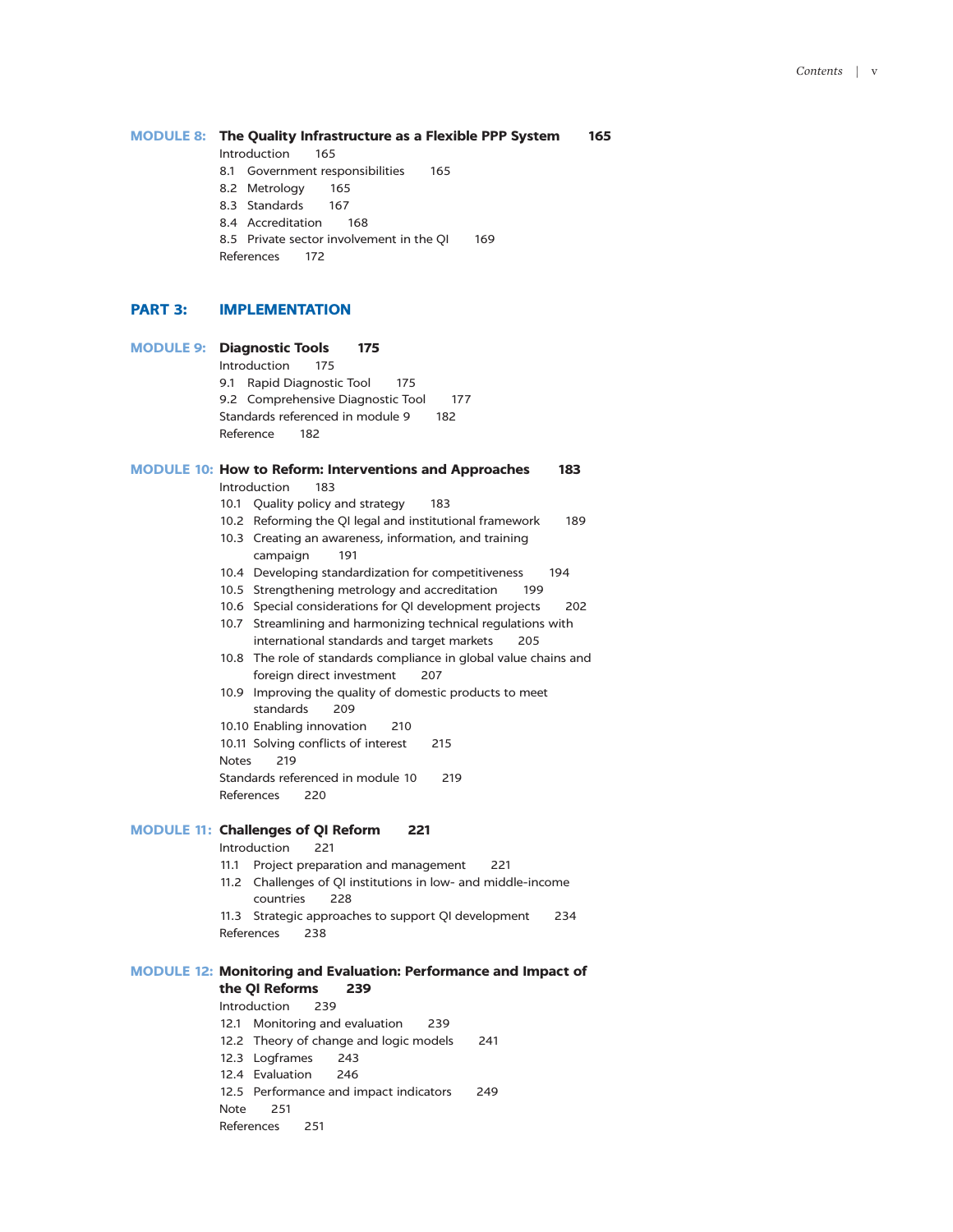**MODULE 8: The Quality Infrastructure as a Flexible PPP System 165**

Introduction 165
8.1 Government responsibilities 165
8.2 Metrology 165
8.3 Standards 167
8.4 Accreditation 168
8.5 Private sector involvement in the QI 169
References 172

## PART 3: IMPLEMENTATION

**MODULE 9: Diagnostic Tools 175**

Introduction 175
9.1 Rapid Diagnostic Tool 175
9.2 Comprehensive Diagnostic Tool 177
Standards referenced in module 9 182
Reference 182

**MODULE 10: How to Reform: Interventions and Approaches 183**

Introduction 183
10.1 Quality policy and strategy 183
10.2 Reforming the QI legal and institutional framework 189
10.3 Creating an awareness, information, and training campaign 191
10.4 Developing standardization for competitiveness 194
10.5 Strengthening metrology and accreditation 199
10.6 Special considerations for QI development projects 202
10.7 Streamlining and harmonizing technical regulations with international standards and target markets 205
10.8 The role of standards compliance in global value chains and foreign direct investment 207
10.9 Improving the quality of domestic products to meet standards 209
10.10 Enabling innovation 210
10.11 Solving conflicts of interest 215
Notes 219
Standards referenced in module 10 219
References 220

**MODULE 11: Challenges of QI Reform 221**

Introduction 221
11.1 Project preparation and management 221
11.2 Challenges of QI institutions in low- and middle-income countries 228
11.3 Strategic approaches to support QI development 234
References 238

**MODULE 12: Monitoring and Evaluation: Performance and Impact of the QI Reforms 239**

Introduction 239
12.1 Monitoring and evaluation 239
12.2 Theory of change and logic models 241
12.3 Logframes 243
12.4 Evaluation 246
12.5 Performance and impact indicators 249
Note 251
References 251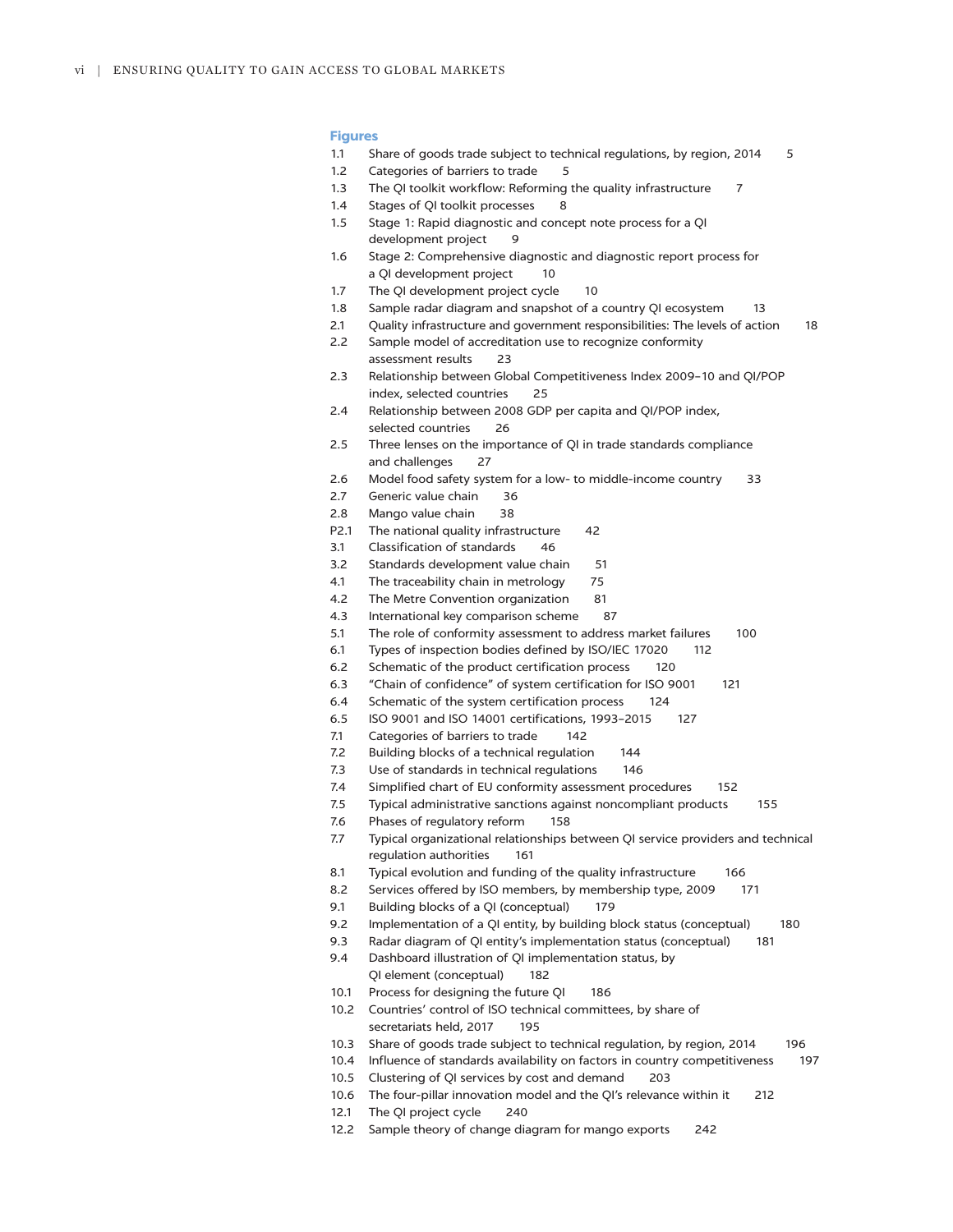## Figures

| | | |
|---|---|---|
| 1.1 | Share of goods trade subject to technical regulations, by region, 2014 | 5 |
| 1.2 | Categories of barriers to trade | 5 |
| 1.3 | The QI toolkit workflow: Reforming the quality infrastructure | 7 |
| 1.4 | Stages of QI toolkit processes | 8 |
| 1.5 | Stage 1: Rapid diagnostic and concept note process for a QI development project | 9 |
| 1.6 | Stage 2: Comprehensive diagnostic and diagnostic report process for a QI development project | 10 |
| 1.7 | The QI development project cycle | 10 |
| 1.8 | Sample radar diagram and snapshot of a country QI ecosystem | 13 |
| 2.1 | Quality infrastructure and government responsibilities: The levels of action | 18 |
| 2.2 | Sample model of accreditation use to recognize conformity assessment results | 23 |
| 2.3 | Relationship between Global Competitiveness Index 2009–10 and QI/POP index, selected countries | 25 |
| 2.4 | Relationship between 2008 GDP per capita and QI/POP index, selected countries | 26 |
| 2.5 | Three lenses on the importance of QI in trade standards compliance and challenges | 27 |
| 2.6 | Model food safety system for a low- to middle-income country | 33 |
| 2.7 | Generic value chain | 36 |
| 2.8 | Mango value chain | 38 |
| P2.1 | The national quality infrastructure | 42 |
| 3.1 | Classification of standards | 46 |
| 3.2 | Standards development value chain | 51 |
| 4.1 | The traceability chain in metrology | 75 |
| 4.2 | The Metre Convention organization | 81 |
| 4.3 | International key comparison scheme | 87 |
| 5.1 | The role of conformity assessment to address market failures | 100 |
| 6.1 | Types of inspection bodies defined by ISO/IEC 17020 | 112 |
| 6.2 | Schematic of the product certification process | 120 |
| 6.3 | "Chain of confidence" of system certification for ISO 9001 | 121 |
| 6.4 | Schematic of the system certification process | 124 |
| 6.5 | ISO 9001 and ISO 14001 certifications, 1993–2015 | 127 |
| 7.1 | Categories of barriers to trade | 142 |
| 7.2 | Building blocks of a technical regulation | 144 |
| 7.3 | Use of standards in technical regulations | 146 |
| 7.4 | Simplified chart of EU conformity assessment procedures | 152 |
| 7.5 | Typical administrative sanctions against noncompliant products | 155 |
| 7.6 | Phases of regulatory reform | 158 |
| 7.7 | Typical organizational relationships between QI service providers and technical regulation authorities | 161 |
| 8.1 | Typical evolution and funding of the quality infrastructure | 166 |
| 8.2 | Services offered by ISO members, by membership type, 2009 | 171 |
| 9.1 | Building blocks of a QI (conceptual) | 179 |
| 9.2 | Implementation of a QI entity, by building block status (conceptual) | 180 |
| 9.3 | Radar diagram of QI entity's implementation status (conceptual) | 181 |
| 9.4 | Dashboard illustration of QI implementation status, by QI element (conceptual) | 182 |
| 10.1 | Process for designing the future QI | 186 |
| 10.2 | Countries' control of ISO technical committees, by share of secretariats held, 2017 | 195 |
| 10.3 | Share of goods trade subject to technical regulation, by region, 2014 | 196 |
| 10.4 | Influence of standards availability on factors in country competitiveness | 197 |
| 10.5 | Clustering of QI services by cost and demand | 203 |
| 10.6 | The four-pillar innovation model and the QI's relevance within it | 212 |
| 12.1 | The QI project cycle | 240 |
| 12.2 | Sample theory of change diagram for mango exports | 242 |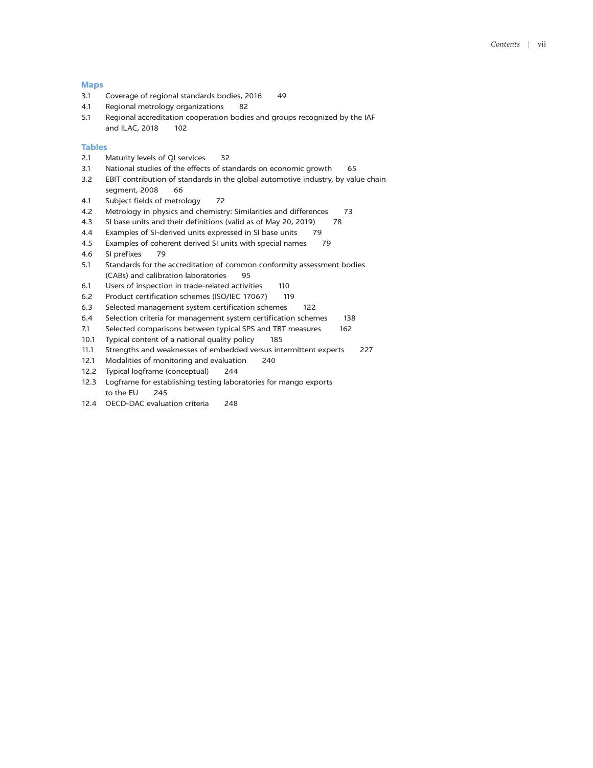## Maps

3.1 Coverage of regional standards bodies, 2016 49
4.1 Regional metrology organizations 82
5.1 Regional accreditation cooperation bodies and groups recognized by the IAF and ILAC, 2018 102

## Tables

2.1 Maturity levels of QI services 32
3.1 National studies of the effects of standards on economic growth 65
3.2 EBIT contribution of standards in the global automotive industry, by value chain segment, 2008 66
4.1 Subject fields of metrology 72
4.2 Metrology in physics and chemistry: Similarities and differences 73
4.3 SI base units and their definitions (valid as of May 20, 2019) 78
4.4 Examples of SI-derived units expressed in SI base units 79
4.5 Examples of coherent derived SI units with special names 79
4.6 SI prefixes 79
5.1 Standards for the accreditation of common conformity assessment bodies (CABs) and calibration laboratories 95
6.1 Users of inspection in trade-related activities 110
6.2 Product certification schemes (ISO/IEC 17067) 119
6.3 Selected management system certification schemes 122
6.4 Selection criteria for management system certification schemes 138
7.1 Selected comparisons between typical SPS and TBT measures 162
10.1 Typical content of a national quality policy 185
11.1 Strengths and weaknesses of embedded versus intermittent experts 227
12.1 Modalities of monitoring and evaluation 240
12.2 Typical logframe (conceptual) 244
12.3 Logframe for establishing testing laboratories for mango exports to the EU 245
12.4 OECD-DAC evaluation criteria 248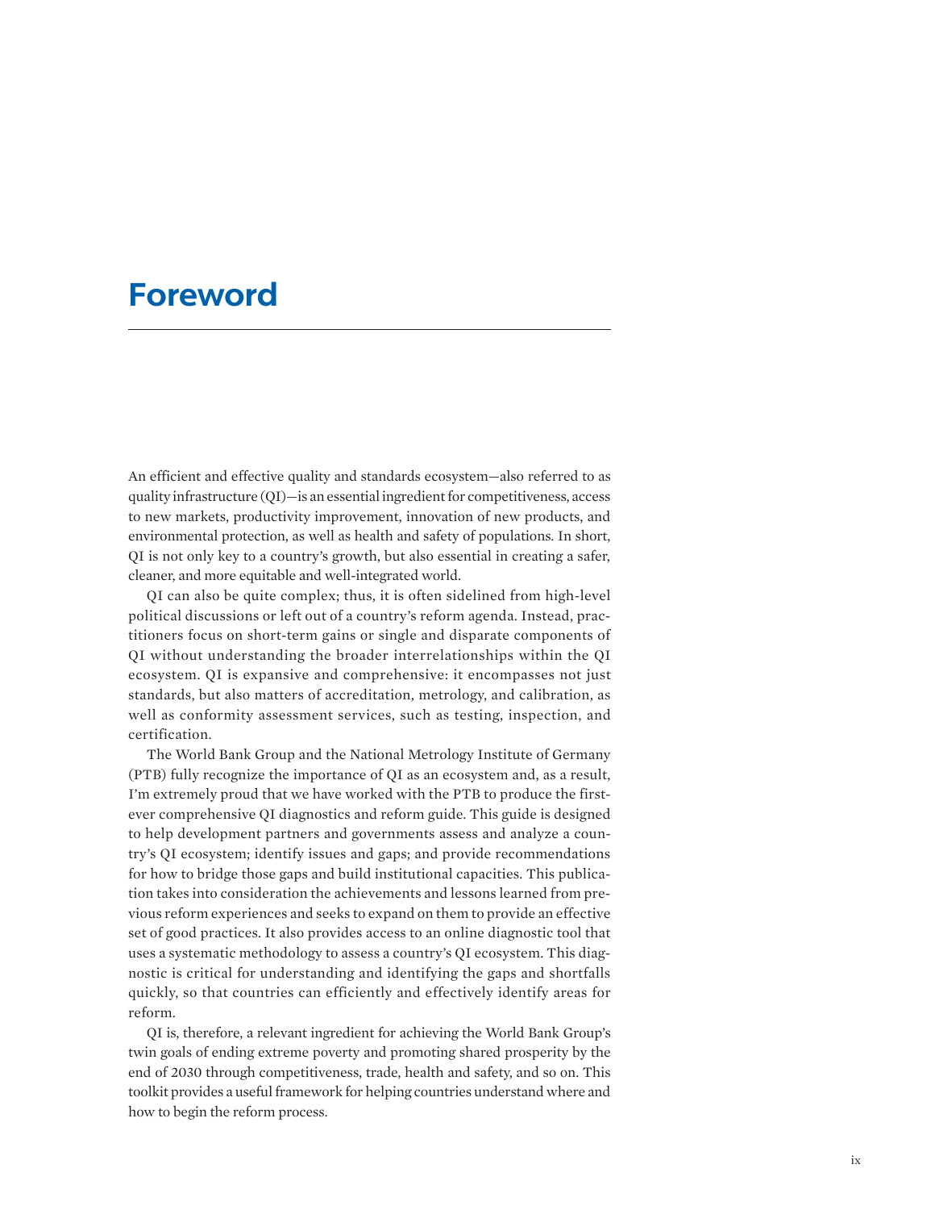# Foreword

An efficient and effective quality and standards ecosystem—also referred to as quality infrastructure (QI)—is an essential ingredient for competitiveness, access to new markets, productivity improvement, innovation of new products, and environmental protection, as well as health and safety of populations. In short, QI is not only key to a country's growth, but also essential in creating a safer, cleaner, and more equitable and well-integrated world.

QI can also be quite complex; thus, it is often sidelined from high-level political discussions or left out of a country's reform agenda. Instead, practitioners focus on short-term gains or single and disparate components of QI without understanding the broader interrelationships within the QI ecosystem. QI is expansive and comprehensive: it encompasses not just standards, but also matters of accreditation, metrology, and calibration, as well as conformity assessment services, such as testing, inspection, and certification.

The World Bank Group and the National Metrology Institute of Germany (PTB) fully recognize the importance of QI as an ecosystem and, as a result, I'm extremely proud that we have worked with the PTB to produce the first-ever comprehensive QI diagnostics and reform guide. This guide is designed to help development partners and governments assess and analyze a country's QI ecosystem; identify issues and gaps; and provide recommendations for how to bridge those gaps and build institutional capacities. This publication takes into consideration the achievements and lessons learned from previous reform experiences and seeks to expand on them to provide an effective set of good practices. It also provides access to an online diagnostic tool that uses a systematic methodology to assess a country's QI ecosystem. This diagnostic is critical for understanding and identifying the gaps and shortfalls quickly, so that countries can efficiently and effectively identify areas for reform.

QI is, therefore, a relevant ingredient for achieving the World Bank Group's twin goals of ending extreme poverty and promoting shared prosperity by the end of 2030 through competitiveness, trade, health and safety, and so on. This toolkit provides a useful framework for helping countries understand where and how to begin the reform process.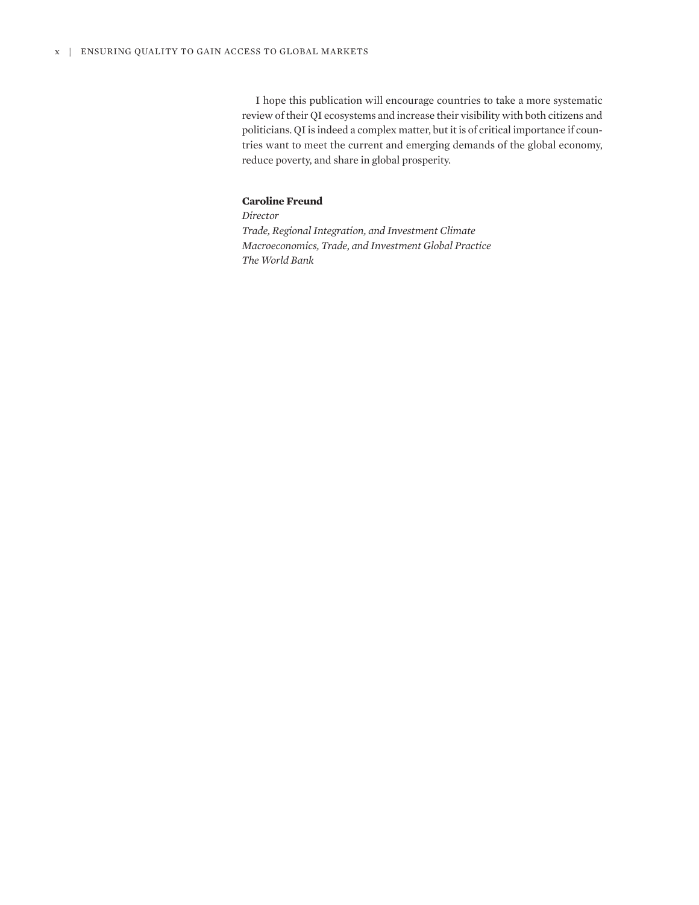I hope this publication will encourage countries to take a more systematic review of their QI ecosystems and increase their visibility with both citizens and politicians. QI is indeed a complex matter, but it is of critical importance if countries want to meet the current and emerging demands of the global economy, reduce poverty, and share in global prosperity.

**Caroline Freund**
*Director*
*Trade, Regional Integration, and Investment Climate*
*Macroeconomics, Trade, and Investment Global Practice*
*The World Bank*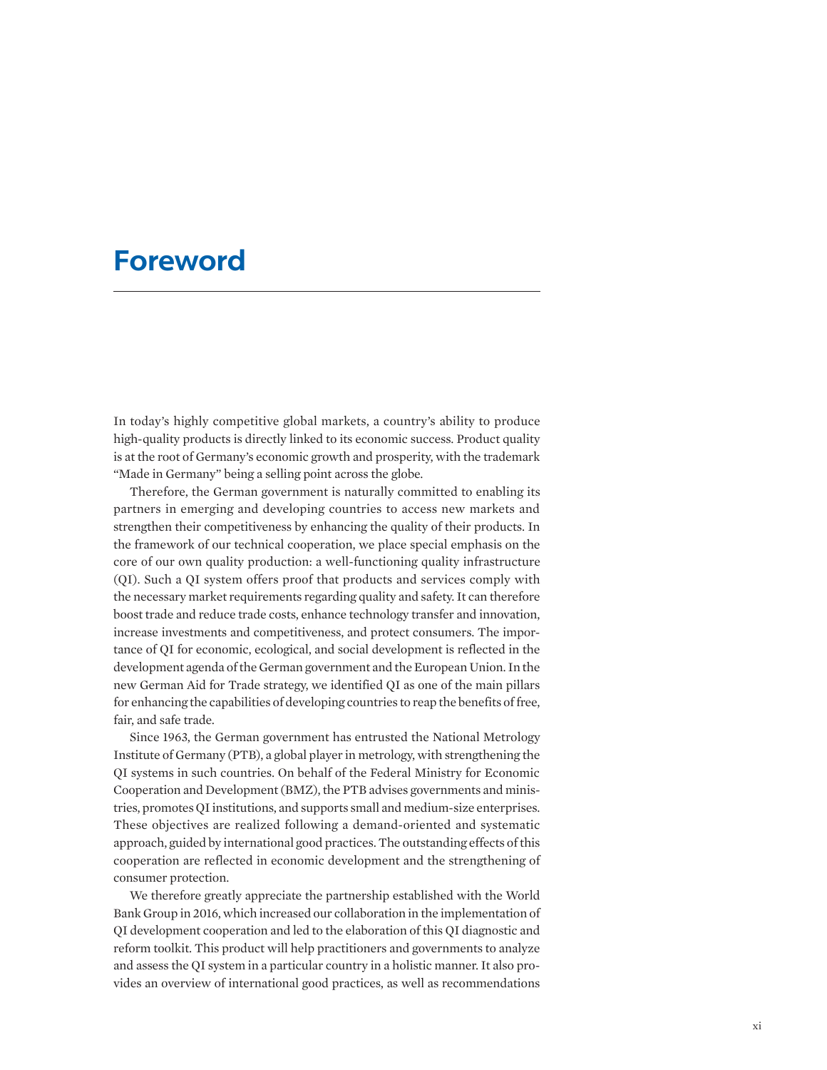# Foreword

In today's highly competitive global markets, a country's ability to produce high-quality products is directly linked to its economic success. Product quality is at the root of Germany's economic growth and prosperity, with the trademark "Made in Germany" being a selling point across the globe.

Therefore, the German government is naturally committed to enabling its partners in emerging and developing countries to access new markets and strengthen their competitiveness by enhancing the quality of their products. In the framework of our technical cooperation, we place special emphasis on the core of our own quality production: a well-functioning quality infrastructure (QI). Such a QI system offers proof that products and services comply with the necessary market requirements regarding quality and safety. It can therefore boost trade and reduce trade costs, enhance technology transfer and innovation, increase investments and competitiveness, and protect consumers. The importance of QI for economic, ecological, and social development is reflected in the development agenda of the German government and the European Union. In the new German Aid for Trade strategy, we identified QI as one of the main pillars for enhancing the capabilities of developing countries to reap the benefits of free, fair, and safe trade.

Since 1963, the German government has entrusted the National Metrology Institute of Germany (PTB), a global player in metrology, with strengthening the QI systems in such countries. On behalf of the Federal Ministry for Economic Cooperation and Development (BMZ), the PTB advises governments and ministries, promotes QI institutions, and supports small and medium-size enterprises. These objectives are realized following a demand-oriented and systematic approach, guided by international good practices. The outstanding effects of this cooperation are reflected in economic development and the strengthening of consumer protection.

We therefore greatly appreciate the partnership established with the World Bank Group in 2016, which increased our collaboration in the implementation of QI development cooperation and led to the elaboration of this QI diagnostic and reform toolkit. This product will help practitioners and governments to analyze and assess the QI system in a particular country in a holistic manner. It also provides an overview of international good practices, as well as recommendations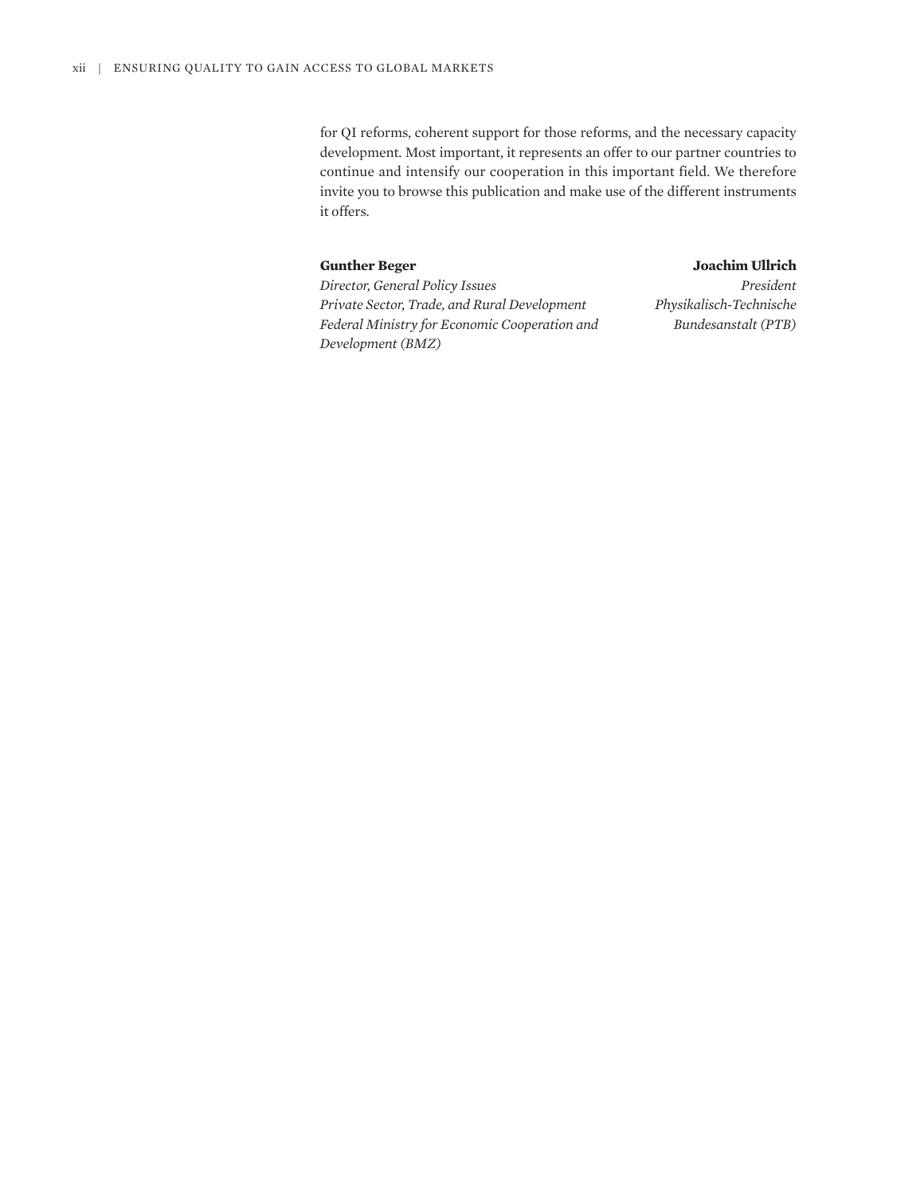for QI reforms, coherent support for those reforms, and the necessary capacity development. Most important, it represents an offer to our partner countries to continue and intensify our cooperation in this important field. We therefore invite you to browse this publication and make use of the different instruments it offers.

**Gunther Beger**
*Director, General Policy Issues*
*Private Sector, Trade, and Rural Development*
*Federal Ministry for Economic Cooperation and Development (BMZ)*

**Joachim Ullrich**
*President*
*Physikalisch-Technische Bundesanstalt (PTB)*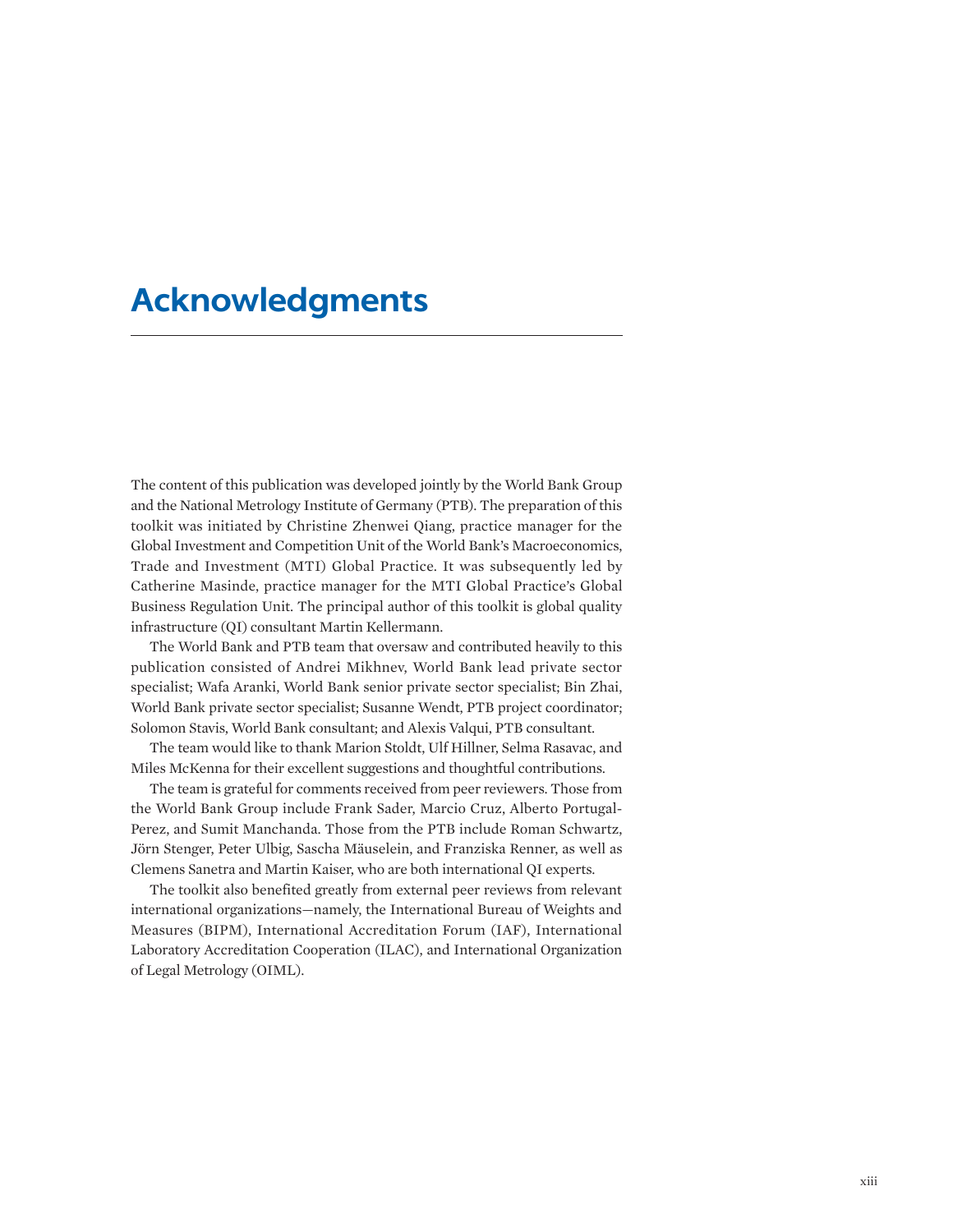# Acknowledgments

The content of this publication was developed jointly by the World Bank Group and the National Metrology Institute of Germany (PTB). The preparation of this toolkit was initiated by Christine Zhenwei Qiang, practice manager for the Global Investment and Competition Unit of the World Bank's Macroeconomics, Trade and Investment (MTI) Global Practice. It was subsequently led by Catherine Masinde, practice manager for the MTI Global Practice's Global Business Regulation Unit. The principal author of this toolkit is global quality infrastructure (QI) consultant Martin Kellermann.

The World Bank and PTB team that oversaw and contributed heavily to this publication consisted of Andrei Mikhnev, World Bank lead private sector specialist; Wafa Aranki, World Bank senior private sector specialist; Bin Zhai, World Bank private sector specialist; Susanne Wendt, PTB project coordinator; Solomon Stavis, World Bank consultant; and Alexis Valqui, PTB consultant.

The team would like to thank Marion Stoldt, Ulf Hillner, Selma Rasavac, and Miles McKenna for their excellent suggestions and thoughtful contributions.

The team is grateful for comments received from peer reviewers. Those from the World Bank Group include Frank Sader, Marcio Cruz, Alberto Portugal-Perez, and Sumit Manchanda. Those from the PTB include Roman Schwartz, Jörn Stenger, Peter Ulbig, Sascha Mäuselein, and Franziska Renner, as well as Clemens Sanetra and Martin Kaiser, who are both international QI experts.

The toolkit also benefited greatly from external peer reviews from relevant international organizations—namely, the International Bureau of Weights and Measures (BIPM), International Accreditation Forum (IAF), International Laboratory Accreditation Cooperation (ILAC), and International Organization of Legal Metrology (OIML).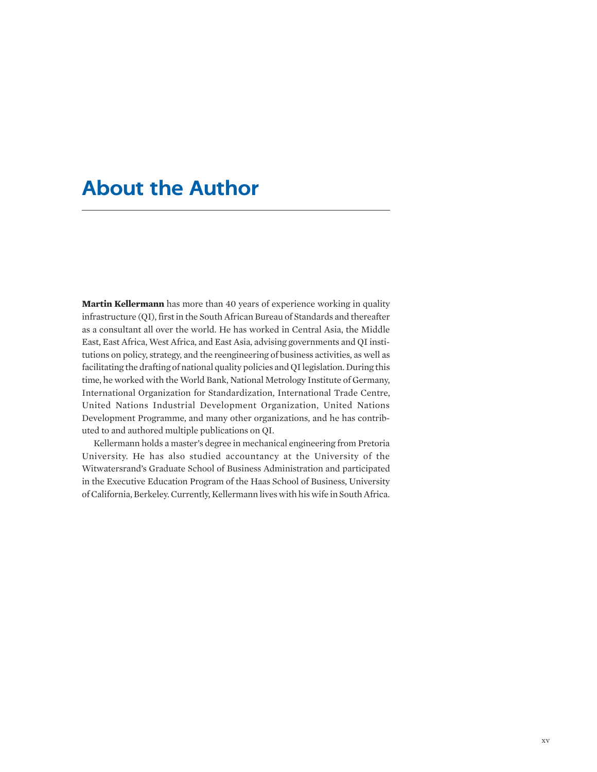# About the Author

**Martin Kellermann** has more than 40 years of experience working in quality infrastructure (QI), first in the South African Bureau of Standards and thereafter as a consultant all over the world. He has worked in Central Asia, the Middle East, East Africa, West Africa, and East Asia, advising governments and QI institutions on policy, strategy, and the reengineering of business activities, as well as facilitating the drafting of national quality policies and QI legislation. During this time, he worked with the World Bank, National Metrology Institute of Germany, International Organization for Standardization, International Trade Centre, United Nations Industrial Development Organization, United Nations Development Programme, and many other organizations, and he has contributed to and authored multiple publications on QI.

Kellermann holds a master's degree in mechanical engineering from Pretoria University. He has also studied accountancy at the University of the Witwatersrand's Graduate School of Business Administration and participated in the Executive Education Program of the Haas School of Business, University of California, Berkeley. Currently, Kellermann lives with his wife in South Africa.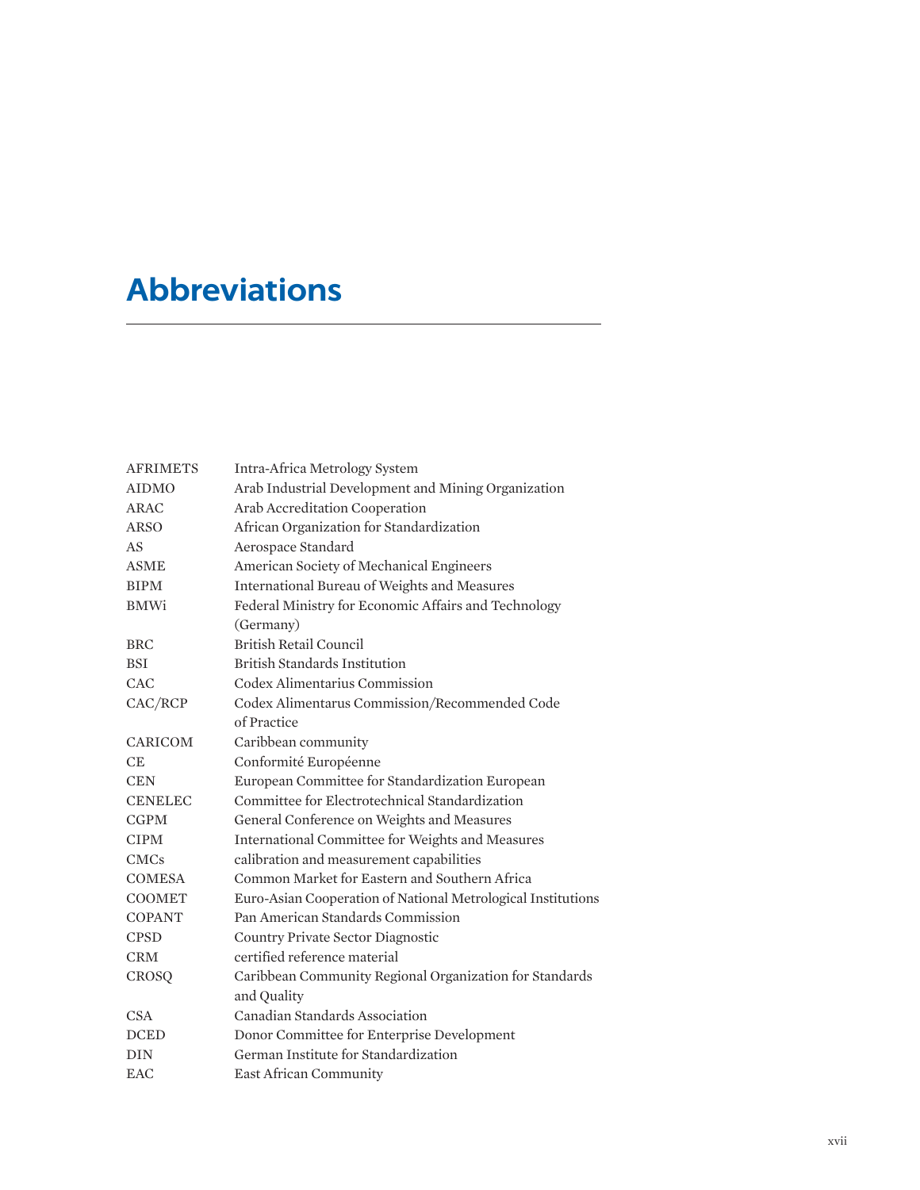# Abbreviations

| | |
|---|---|
| AFRIMETS | Intra-Africa Metrology System |
| AIDMO | Arab Industrial Development and Mining Organization |
| ARAC | Arab Accreditation Cooperation |
| ARSO | African Organization for Standardization |
| AS | Aerospace Standard |
| ASME | American Society of Mechanical Engineers |
| BIPM | International Bureau of Weights and Measures |
| BMWi | Federal Ministry for Economic Affairs and Technology (Germany) |
| BRC | British Retail Council |
| BSI | British Standards Institution |
| CAC | Codex Alimentarius Commission |
| CAC/RCP | Codex Alimentarus Commission/Recommended Code of Practice |
| CARICOM | Caribbean community |
| CE | Conformité Européenne |
| CEN | European Committee for Standardization European |
| CENELEC | Committee for Electrotechnical Standardization |
| CGPM | General Conference on Weights and Measures |
| CIPM | International Committee for Weights and Measures |
| CMCs | calibration and measurement capabilities |
| COMESA | Common Market for Eastern and Southern Africa |
| COOMET | Euro-Asian Cooperation of National Metrological Institutions |
| COPANT | Pan American Standards Commission |
| CPSD | Country Private Sector Diagnostic |
| CRM | certified reference material |
| CROSQ | Caribbean Community Regional Organization for Standards and Quality |
| CSA | Canadian Standards Association |
| DCED | Donor Committee for Enterprise Development |
| DIN | German Institute for Standardization |
| EAC | East African Community |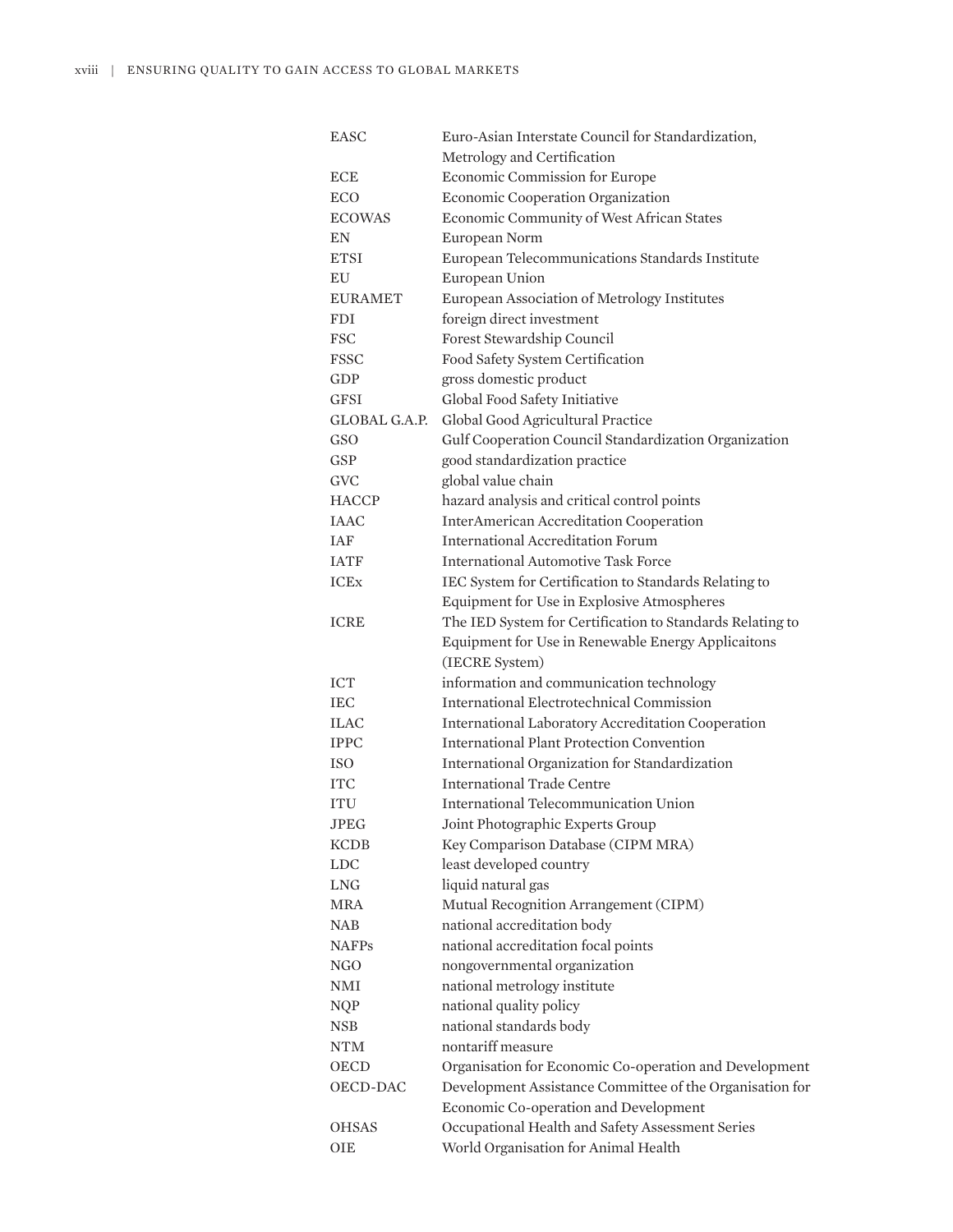| | |
|---|---|
| EASC | Euro-Asian Interstate Council for Standardization, Metrology and Certification |
| ECE | Economic Commission for Europe |
| ECO | Economic Cooperation Organization |
| ECOWAS | Economic Community of West African States |
| EN | European Norm |
| ETSI | European Telecommunications Standards Institute |
| EU | European Union |
| EURAMET | European Association of Metrology Institutes |
| FDI | foreign direct investment |
| FSC | Forest Stewardship Council |
| FSSC | Food Safety System Certification |
| GDP | gross domestic product |
| GFSI | Global Food Safety Initiative |
| GLOBAL G.A.P. | Global Good Agricultural Practice |
| GSO | Gulf Cooperation Council Standardization Organization |
| GSP | good standardization practice |
| GVC | global value chain |
| HACCP | hazard analysis and critical control points |
| IAAC | InterAmerican Accreditation Cooperation |
| IAF | International Accreditation Forum |
| IATF | International Automotive Task Force |
| ICEx | IEC System for Certification to Standards Relating to Equipment for Use in Explosive Atmospheres |
| ICRE | The IED System for Certification to Standards Relating to Equipment for Use in Renewable Energy Applicaitons (IECRE System) |
| ICT | information and communication technology |
| IEC | International Electrotechnical Commission |
| ILAC | International Laboratory Accreditation Cooperation |
| IPPC | International Plant Protection Convention |
| ISO | International Organization for Standardization |
| ITC | International Trade Centre |
| ITU | International Telecommunication Union |
| JPEG | Joint Photographic Experts Group |
| KCDB | Key Comparison Database (CIPM MRA) |
| LDC | least developed country |
| LNG | liquid natural gas |
| MRA | Mutual Recognition Arrangement (CIPM) |
| NAB | national accreditation body |
| NAFPs | national accreditation focal points |
| NGO | nongovernmental organization |
| NMI | national metrology institute |
| NQP | national quality policy |
| NSB | national standards body |
| NTM | nontariff measure |
| OECD | Organisation for Economic Co-operation and Development |
| OECD-DAC | Development Assistance Committee of the Organisation for Economic Co-operation and Development |
| OHSAS | Occupational Health and Safety Assessment Series |
| OIE | World Organisation for Animal Health |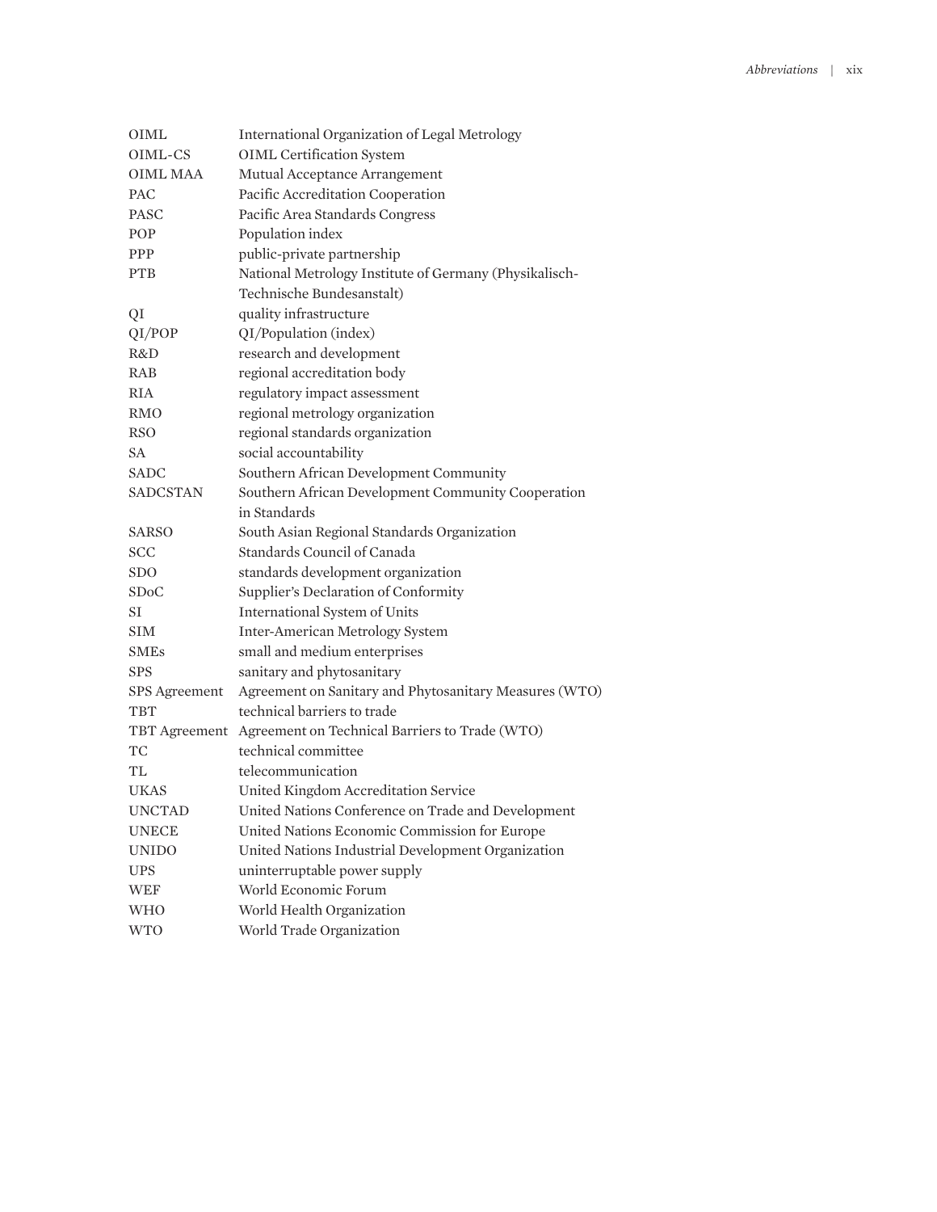| | |
|---|---|
| OIML | International Organization of Legal Metrology |
| OIML-CS | OIML Certification System |
| OIML MAA | Mutual Acceptance Arrangement |
| PAC | Pacific Accreditation Cooperation |
| PASC | Pacific Area Standards Congress |
| POP | Population index |
| PPP | public-private partnership |
| PTB | National Metrology Institute of Germany (Physikalisch-Technische Bundesanstalt) |
| QI | quality infrastructure |
| QI/POP | QI/Population (index) |
| R&D | research and development |
| RAB | regional accreditation body |
| RIA | regulatory impact assessment |
| RMO | regional metrology organization |
| RSO | regional standards organization |
| SA | social accountability |
| SADC | Southern African Development Community |
| SADCSTAN | Southern African Development Community Cooperation in Standards |
| SARSO | South Asian Regional Standards Organization |
| SCC | Standards Council of Canada |
| SDO | standards development organization |
| SDoC | Supplier's Declaration of Conformity |
| SI | International System of Units |
| SIM | Inter-American Metrology System |
| SMEs | small and medium enterprises |
| SPS | sanitary and phytosanitary |
| SPS Agreement | Agreement on Sanitary and Phytosanitary Measures (WTO) |
| TBT | technical barriers to trade |
| TBT Agreement | Agreement on Technical Barriers to Trade (WTO) |
| TC | technical committee |
| TL | telecommunication |
| UKAS | United Kingdom Accreditation Service |
| UNCTAD | United Nations Conference on Trade and Development |
| UNECE | United Nations Economic Commission for Europe |
| UNIDO | United Nations Industrial Development Organization |
| UPS | uninterruptable power supply |
| WEF | World Economic Forum |
| WHO | World Health Organization |
| WTO | World Trade Organization |